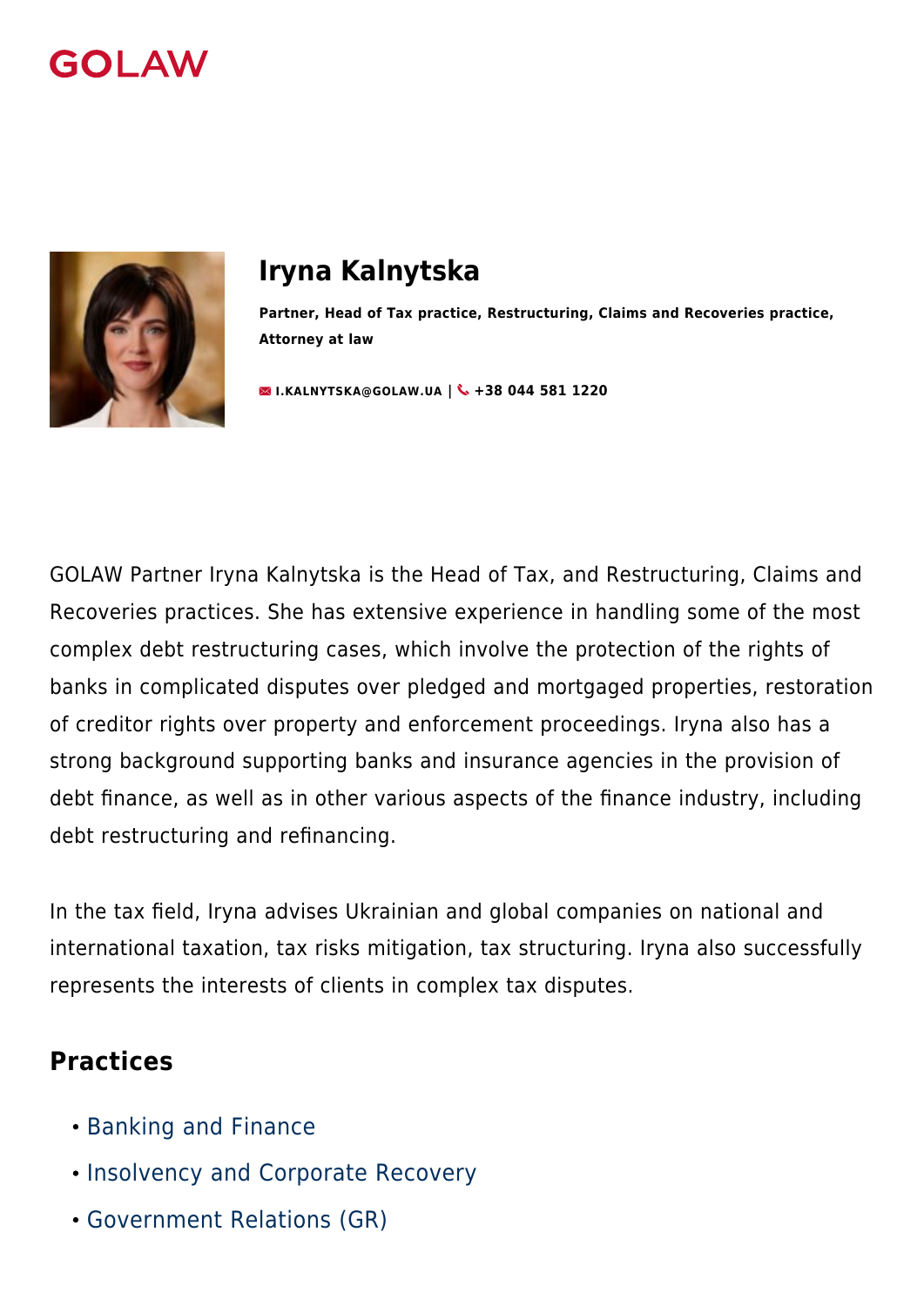GOLAW

# Iryna Kalnytska

**Partner, Head of Tax practice, Restructuring, Claims and Recoveries practice, Attorney at law**

I.KALNYTSKA@GOLAW.UA | +38 044 581 1220

GOLAW Partner Iryna Kalnytska is the Head of Tax, and Restructuring, Claims and Recoveries practices. She has extensive experience in handling some of the most complex debt restructuring cases, which involve the protection of the rights of banks in complicated disputes over pledged and mortgaged properties, restoration of creditor rights over property and enforcement proceedings. Iryna also has a strong background supporting banks and insurance agencies in the provision of debt finance, as well as in other various aspects of the finance industry, including debt restructuring and refinancing.

In the tax field, Iryna advises Ukrainian and global companies on national and international taxation, tax risks mitigation, tax structuring. Iryna also successfully represents the interests of clients in complex tax disputes.

## Practices

- Banking and Finance
- Insolvency and Corporate Recovery
- Government Relations (GR)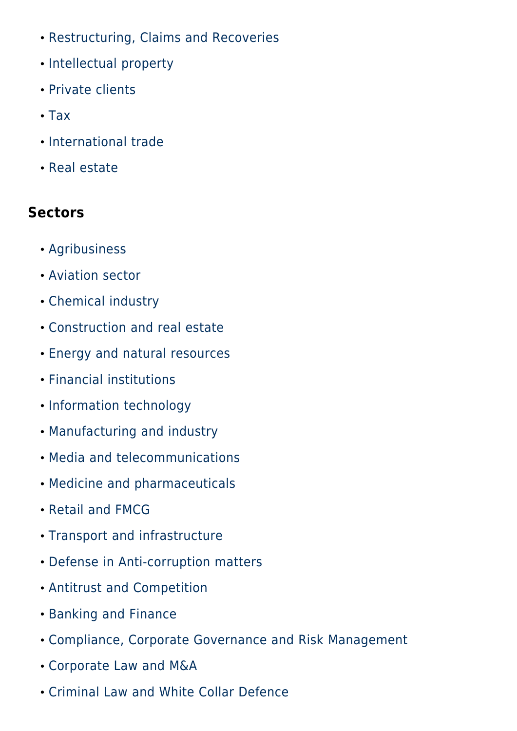- Restructuring, Claims and Recoveries
- Intellectual property
- Private clients
- Tax
- International trade
- Real estate

## Sectors

- Agribusiness
- Aviation sector
- Chemical industry
- Construction and real estate
- Energy and natural resources
- Financial institutions
- Information technology
- Manufacturing and industry
- Media and telecommunications
- Medicine and pharmaceuticals
- Retail and FMCG
- Transport and infrastructure
- Defense in Anti-corruption matters
- Antitrust and Competition
- Banking and Finance
- Compliance, Corporate Governance and Risk Management
- Corporate Law and M&A
- Criminal Law and White Collar Defence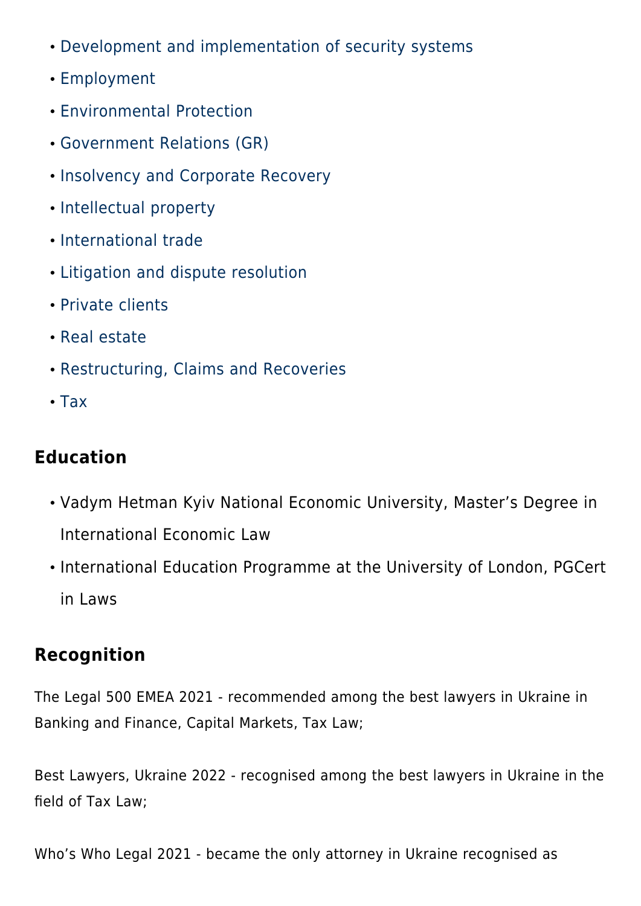- Development and implementation of security systems
- Employment
- Environmental Protection
- Government Relations (GR)
- Insolvency and Corporate Recovery
- Intellectual property
- International trade
- Litigation and dispute resolution
- Private clients
- Real estate
- Restructuring, Claims and Recoveries
- Tax

## Education

- Vadym Hetman Kyiv National Economic University, Master's Degree in International Economic Law
- International Education Programme at the University of London, PGCert in Laws

## Recognition

The Legal 500 EMEA 2021 - recommended among the best lawyers in Ukraine in Banking and Finance, Capital Markets, Tax Law;

Best Lawyers, Ukraine 2022 - recognised among the best lawyers in Ukraine in the field of Tax Law;

Who's Who Legal 2021 - became the only attorney in Ukraine recognised as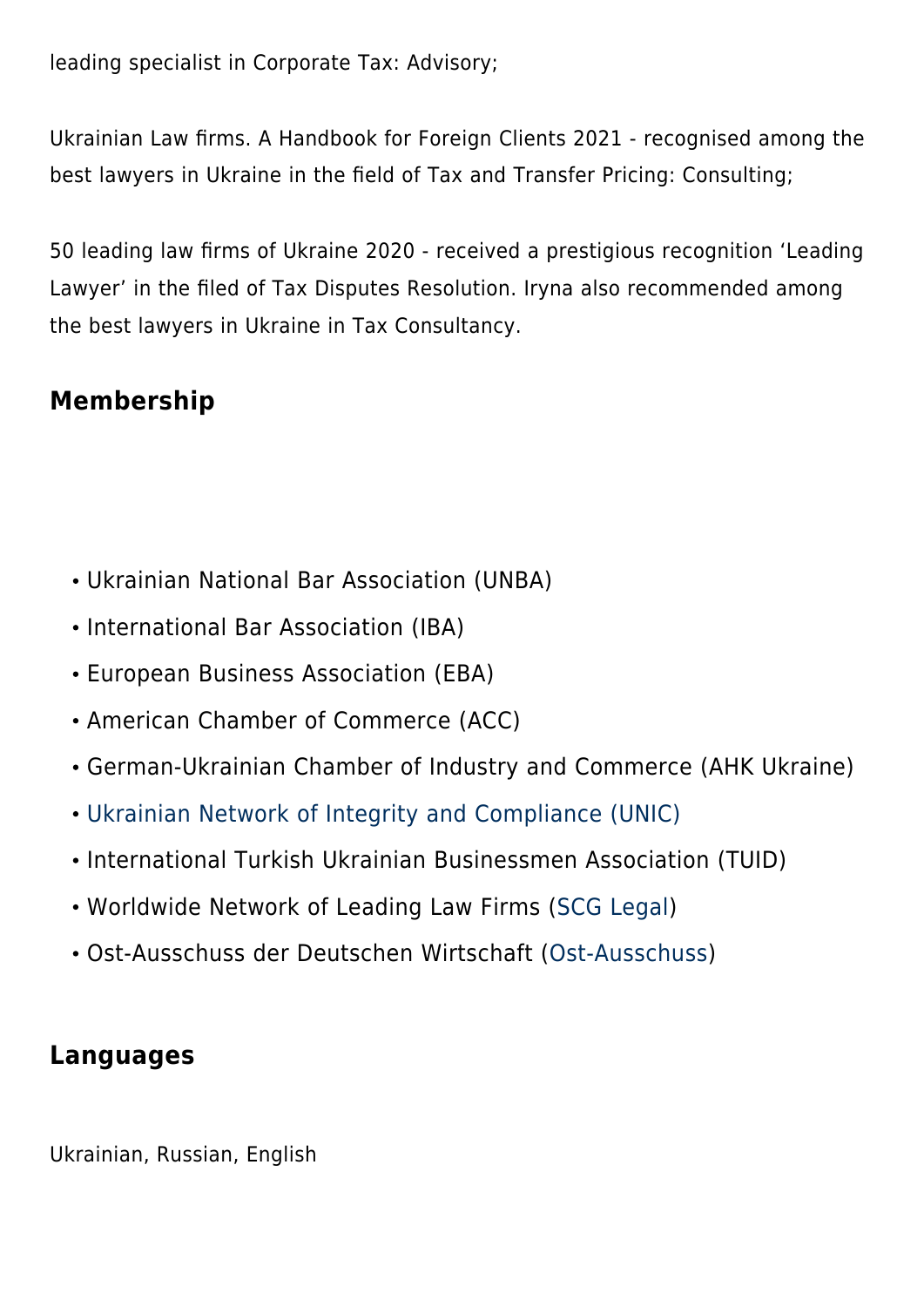leading specialist in Corporate Tax: Advisory;

Ukrainian Law firms. A Handbook for Foreign Clients 2021 - recognised among the best lawyers in Ukraine in the field of Tax and Transfer Pricing: Consulting;

50 leading law firms of Ukraine 2020 - received a prestigious recognition ‘Leading Lawyer’ in the filed of Tax Disputes Resolution. Iryna also recommended among the best lawyers in Ukraine in Tax Consultancy.

## Membership

- Ukrainian National Bar Association (UNBA)
- International Bar Association (IBA)
- European Business Association (EBA)
- American Chamber of Commerce (ACC)
- German-Ukrainian Chamber of Industry and Commerce (AHK Ukraine)
- Ukrainian Network of Integrity and Compliance (UNIC)
- International Turkish Ukrainian Businessmen Association (TUID)
- Worldwide Network of Leading Law Firms (SCG Legal)
- Ost-Ausschuss der Deutschen Wirtschaft (Ost-Ausschuss)

## Languages

Ukrainian, Russian, English